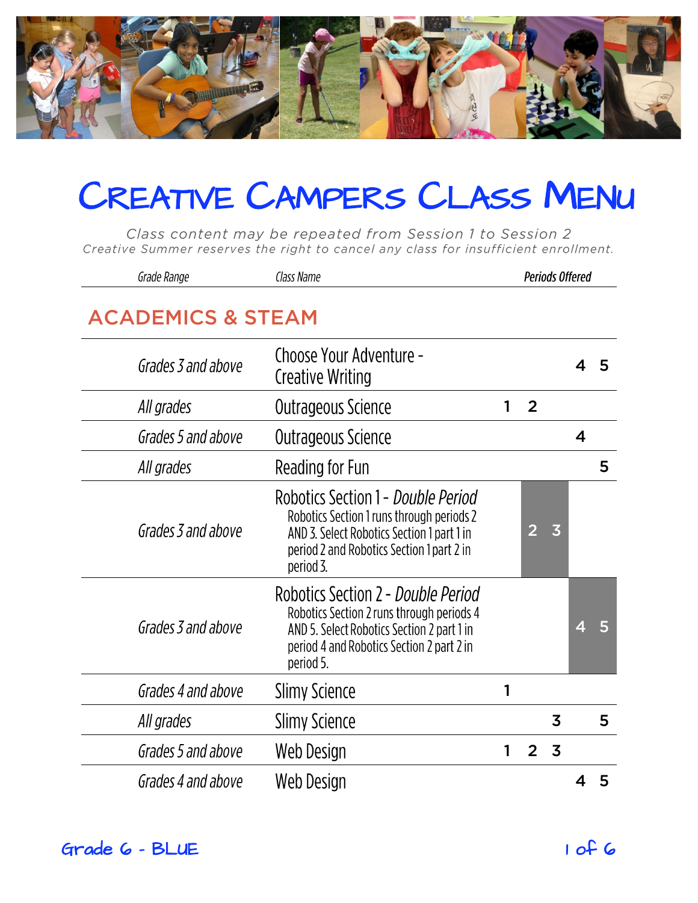# Creative Campers Class Menu

*Class content may be repeated from Session 1 to Session 2*
*Creative Summer reserves the right to cancel any class for insufficient enrollment.*

| Grade Range | Class Name | Periods Offered | | | | |
|---|---|---|---|---|---|---|
| | | 1 | 2 | 3 | 4 | 5 |
| **ACADEMICS & STEAM** | | | | | | |
| *Grades 3 and above* | Choose Your Adventure - Creative Writing | | | | 4 | 5 |
| *All grades* | Outrageous Science | 1 | 2 | | | |
| *Grades 5 and above* | Outrageous Science | | | | 4 | |
| *All grades* | Reading for Fun | | | | | 5 |
| *Grades 3 and above* | Robotics Section 1 - *Double Period* <br> Robotics Section 1 runs through periods 2 AND 3. Select Robotics Section 1 part 1 in period 2 and Robotics Section 1 part 2 in period 3. | | 2 | 3 | | |
| *Grades 3 and above* | Robotics Section 2 - *Double Period* <br> Robotics Section 2 runs through periods 4 AND 5. Select Robotics Section 2 part 1 in period 4 and Robotics Section 2 part 2 in period 5. | | | | 4 | 5 |
| *Grades 4 and above* | Slimy Science | 1 | | | | |
| *All grades* | Slimy Science | | | 3 | | 5 |
| *Grades 5 and above* | Web Design | 1 | 2 | 3 | | |
| *Grades 4 and above* | Web Design | | | | 4 | 5 |

Grade 6 - BLUE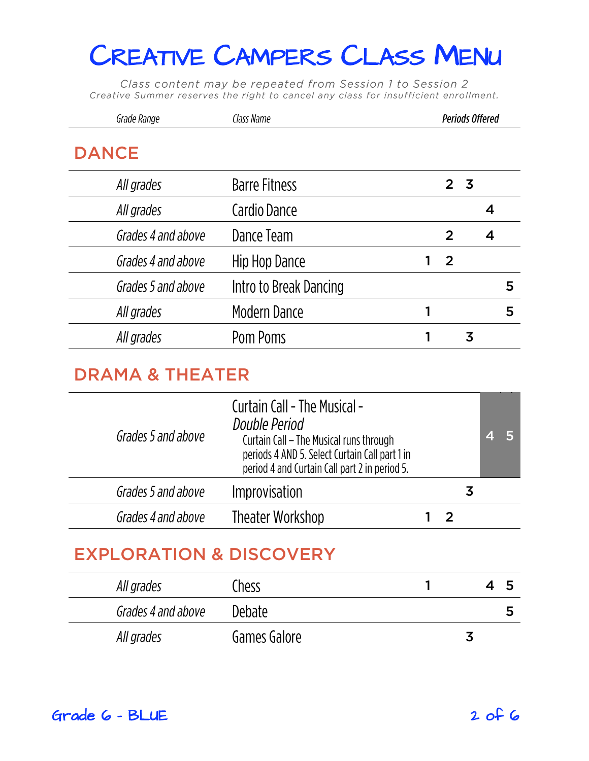# Creative Campers Class Menu

*Class content may be repeated from Session 1 to Session 2*
*Creative Summer reserves the right to cancel any class for insufficient enrollment.*

## DANCE

| Grade Range | Class Name | Periods Offered | | | | |
|---|---|---|---|---|---|---|
| | | 1 | 2 | 3 | 4 | 5 |
| *All grades* | Barre Fitness | | 2 | 3 | | |
| *All grades* | Cardio Dance | | | | 4 | |
| *Grades 4 and above* | Dance Team | | 2 | | 4 | |
| *Grades 4 and above* | Hip Hop Dance | 1 | 2 | | | |
| *Grades 5 and above* | Intro to Break Dancing | | | | | 5 |
| *All grades* | Modern Dance | 1 | | | | 5 |
| *All grades* | Pom Poms | 1 | | 3 | | |

## DRAMA & THEATER

| Grade Range | Class Name | Periods Offered | | | | |
|---|---|---|---|---|---|---|
| | | 1 | 2 | 3 | 4 | 5 |
| *Grades 5 and above* | Curtain Call - The Musical - *Double Period* Curtain Call – The Musical runs through periods 4 AND 5. Select Curtain Call part 1 in period 4 and Curtain Call part 2 in period 5. | | | | 4 | 5 |
| *Grades 5 and above* | Improvisation | | | 3 | | |
| *Grades 4 and above* | Theater Workshop | 1 | 2 | | | |

## EXPLORATION & DISCOVERY

| Grade Range | Class Name | Periods Offered | | | | |
|---|---|---|---|---|---|---|
| | | 1 | 2 | 3 | 4 | 5 |
| *All grades* | Chess | 1 | | | 4 | 5 |
| *Grades 4 and above* | Debate | | | | | 5 |
| *All grades* | Games Galore | | | 3 | | |

Grade 6 - BLUE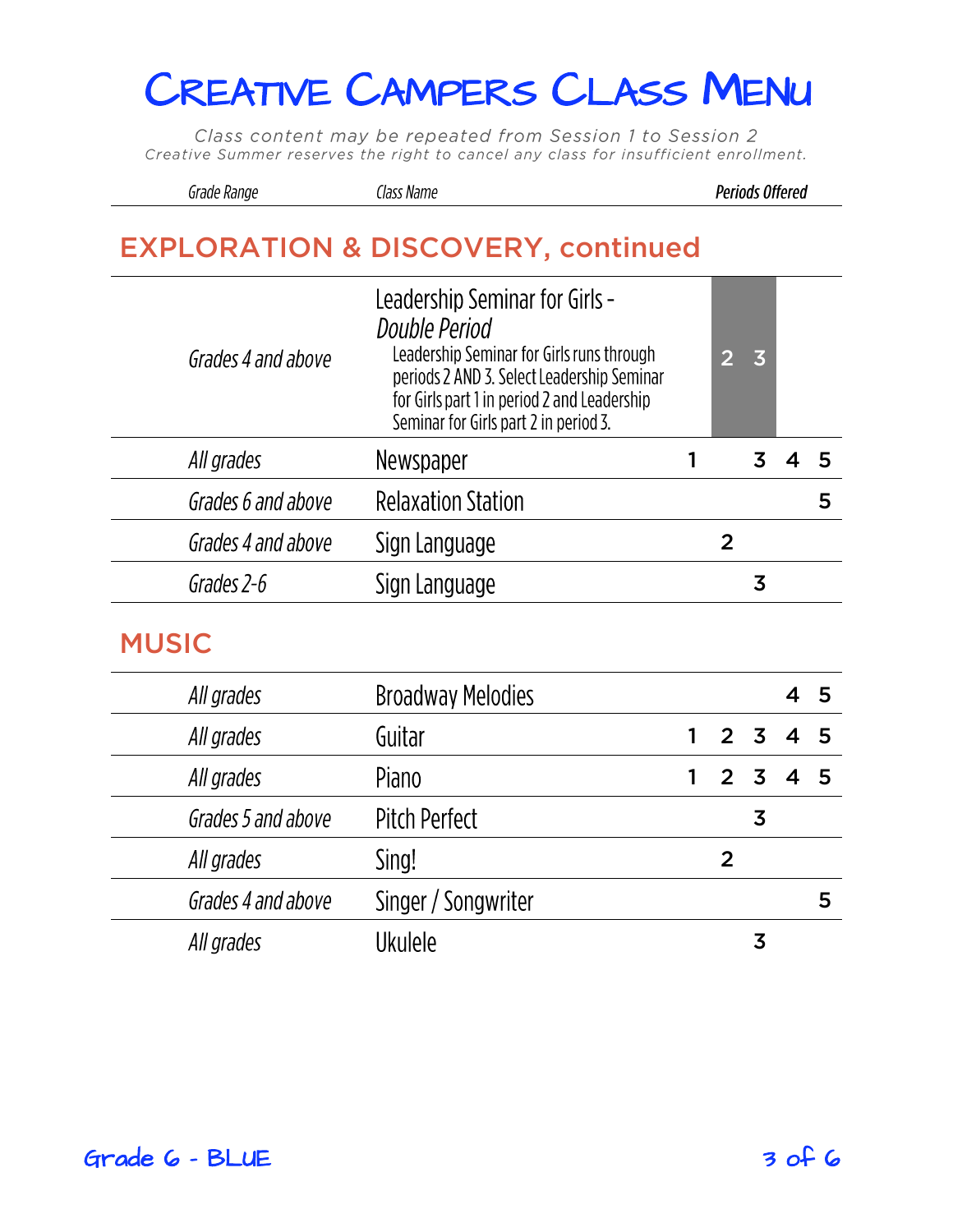# Creative Campers Class Menu

*Class content may be repeated from Session 1 to Session 2*
*Creative Summer reserves the right to cancel any class for insufficient enrollment.*

## EXPLORATION & DISCOVERY, continued

| Grade Range | Class Name | 1 | 2 | 3 | 4 | 5 |
|---|---|---|---|---|---|---|
| *Grades 4 and above* | Leadership Seminar for Girls - *Double Period*<br>Leadership Seminar for Girls runs through periods 2 AND 3. Select Leadership Seminar for Girls part 1 in period 2 and Leadership Seminar for Girls part 2 in period 3. | | 2 | 3 | | |
| *All grades* | Newspaper | 1 | | 3 | 4 | 5 |
| *Grades 6 and above* | Relaxation Station | | | | | 5 |
| *Grades 4 and above* | Sign Language | | 2 | | | |
| *Grades 2-6* | Sign Language | | | 3 | | |

## MUSIC

| Grade Range | Class Name | 1 | 2 | 3 | 4 | 5 |
|---|---|---|---|---|---|---|
| *All grades* | Broadway Melodies | | | | 4 | 5 |
| *All grades* | Guitar | 1 | 2 | 3 | 4 | 5 |
| *All grades* | Piano | 1 | 2 | 3 | 4 | 5 |
| *Grades 5 and above* | Pitch Perfect | | | 3 | | |
| *All grades* | Sing! | | 2 | | | |
| *Grades 4 and above* | Singer / Songwriter | | | | | 5 |
| *All grades* | Ukulele | | | 3 | | |

Grade 6 - BLUE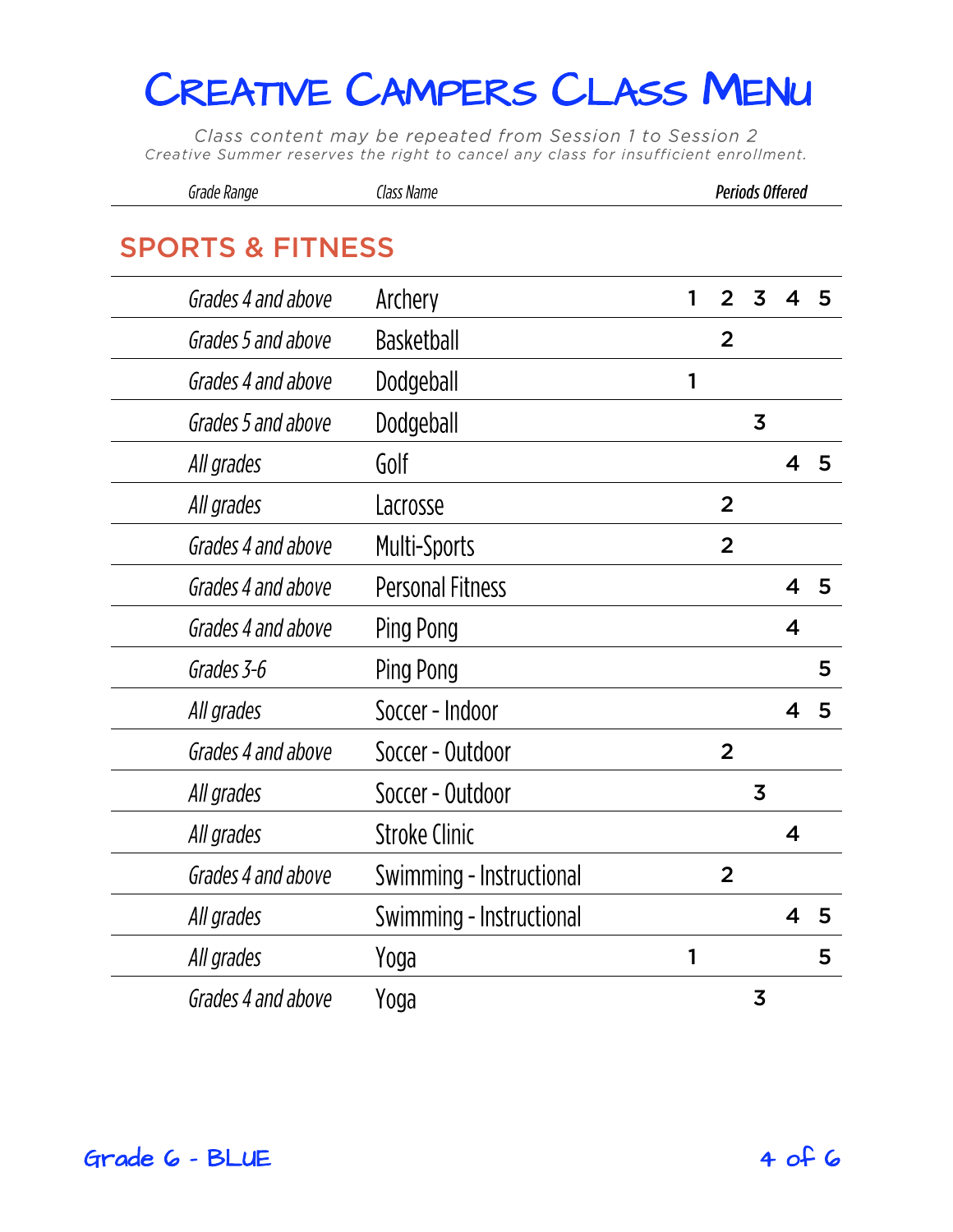# Creative Campers Class Menu

*Class content may be repeated from Session 1 to Session 2*
*Creative Summer reserves the right to cancel any class for insufficient enrollment.*

## SPORTS & FITNESS

| Grade Range | Class Name | Periods Offered | | | | |
|---|---|---|---|---|---|---|
| | | 1 | 2 | 3 | 4 | 5 |
| *Grades 4 and above* | Archery | 1 | 2 | 3 | 4 | 5 |
| *Grades 5 and above* | Basketball | | 2 | | | |
| *Grades 4 and above* | Dodgeball | 1 | | | | |
| *Grades 5 and above* | Dodgeball | | | 3 | | |
| *All grades* | Golf | | | | 4 | 5 |
| *All grades* | Lacrosse | | 2 | | | |
| *Grades 4 and above* | Multi-Sports | | 2 | | | |
| *Grades 4 and above* | Personal Fitness | | | | 4 | 5 |
| *Grades 4 and above* | Ping Pong | | | | 4 | |
| *Grades 3-6* | Ping Pong | | | | | 5 |
| *All grades* | Soccer - Indoor | | | | 4 | 5 |
| *Grades 4 and above* | Soccer - Outdoor | | 2 | | | |
| *All grades* | Soccer - Outdoor | | | 3 | | |
| *All grades* | Stroke Clinic | | | | 4 | |
| *Grades 4 and above* | Swimming - Instructional | | 2 | | | |
| *All grades* | Swimming - Instructional | | | | 4 | 5 |
| *All grades* | Yoga | 1 | | | | 5 |
| *Grades 4 and above* | Yoga | | | 3 | | |

Grade 6 - BLUE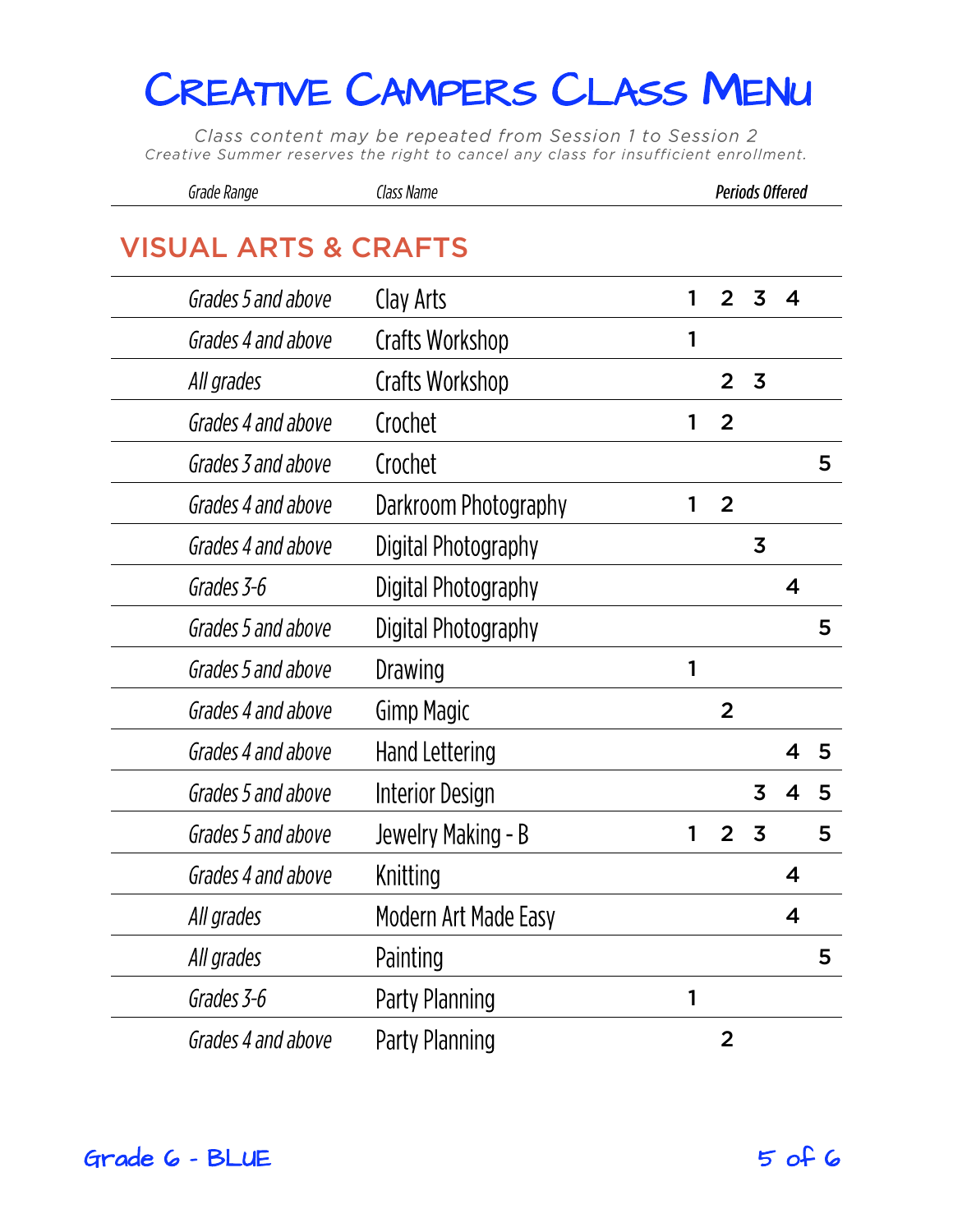# Creative Campers Class Menu

*Class content may be repeated from Session 1 to Session 2*
*Creative Summer reserves the right to cancel any class for insufficient enrollment.*

## VISUAL ARTS & CRAFTS

| Grade Range | Class Name | Periods Offered | | | | |
|---|---|---|---|---|---|---|
| *Grades 5 and above* | Clay Arts | 1 | 2 | 3 | 4 | |
| *Grades 4 and above* | Crafts Workshop | 1 | | | | |
| *All grades* | Crafts Workshop | | 2 | 3 | | |
| *Grades 4 and above* | Crochet | 1 | 2 | | | |
| *Grades 3 and above* | Crochet | | | | | 5 |
| *Grades 4 and above* | Darkroom Photography | 1 | 2 | | | |
| *Grades 4 and above* | Digital Photography | | | 3 | | |
| *Grades 3-6* | Digital Photography | | | | 4 | |
| *Grades 5 and above* | Digital Photography | | | | | 5 |
| *Grades 5 and above* | Drawing | 1 | | | | |
| *Grades 4 and above* | Gimp Magic | | 2 | | | |
| *Grades 4 and above* | Hand Lettering | | | | 4 | 5 |
| *Grades 5 and above* | Interior Design | | | 3 | 4 | 5 |
| *Grades 5 and above* | Jewelry Making - B | 1 | 2 | 3 | | 5 |
| *Grades 4 and above* | Knitting | | | | 4 | |
| *All grades* | Modern Art Made Easy | | | | 4 | |
| *All grades* | Painting | | | | | 5 |
| *Grades 3-6* | Party Planning | 1 | | | | |
| *Grades 4 and above* | Party Planning | | 2 | | | |

Grade 6 - BLUE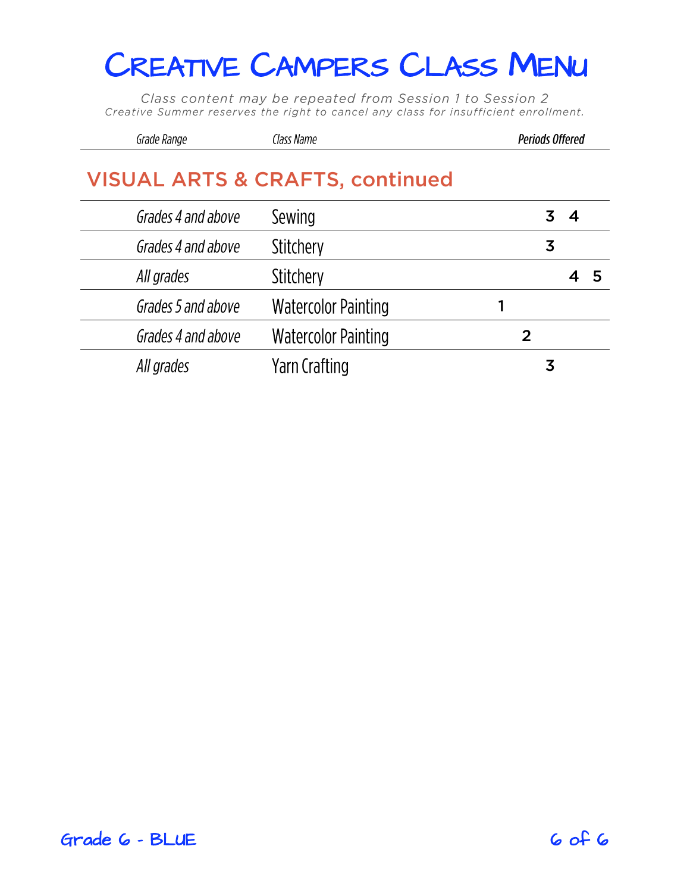# Creative Campers Class Menu

*Class content may be repeated from Session 1 to Session 2*
*Creative Summer reserves the right to cancel any class for insufficient enrollment.*

## VISUAL ARTS & CRAFTS, continued

| *Grade Range* | *Class Name* | ***Periods Offered*** | | | | |
|---|---|---|---|---|---|---|
| *Grades 4 and above* | Sewing | | | 3 | 4 | |
| *Grades 4 and above* | Stitchery | | | 3 | | |
| *All grades* | Stitchery | | | | 4 | 5 |
| *Grades 5 and above* | Watercolor Painting | 1 | | | | |
| *Grades 4 and above* | Watercolor Painting | | 2 | | | |
| *All grades* | Yarn Crafting | | | 3 | | |